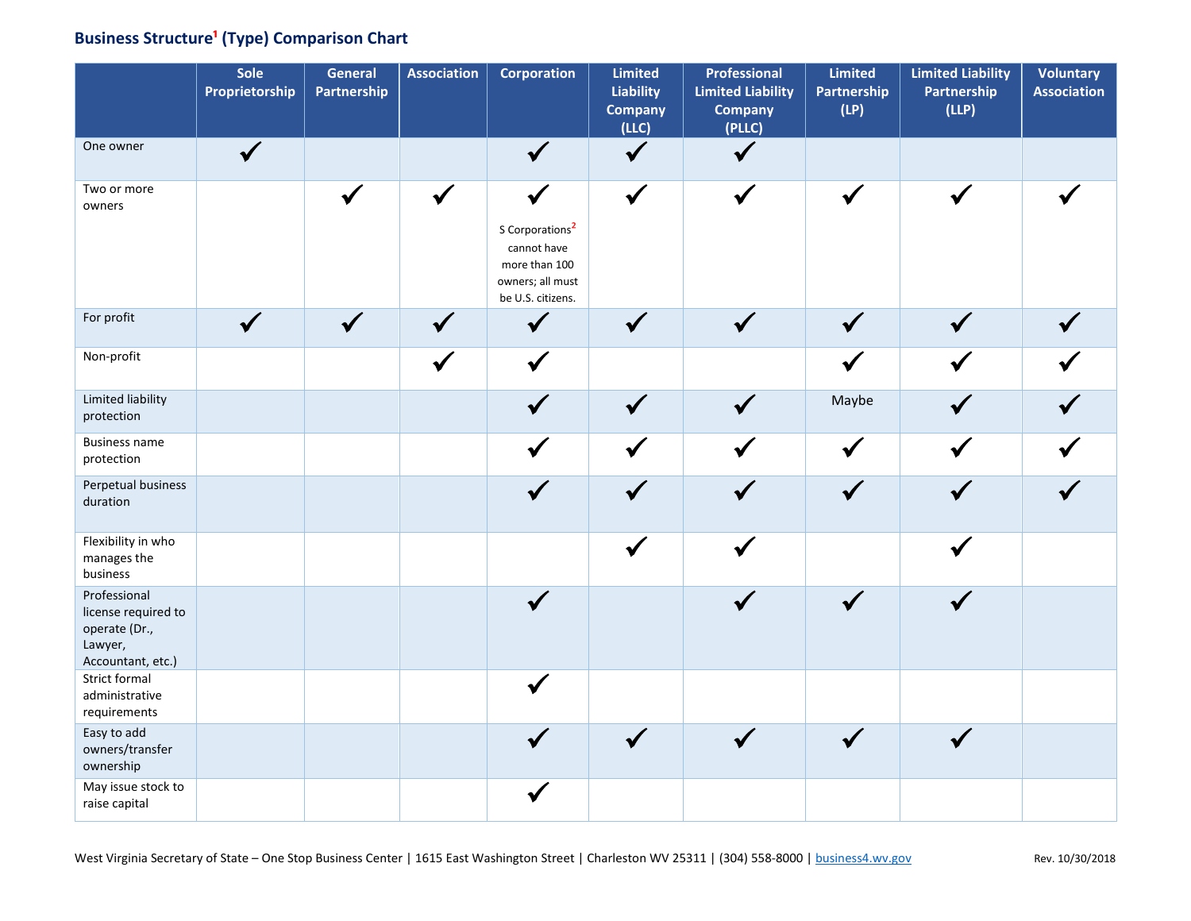## Business Structure[1] (Type) Comparison Chart

| | Sole Proprietorship | General Partnership | Association | Corporation | Limited Liability Company (LLC) | Professional Limited Liability Company (PLLC) | Limited Partnership (LP) | Limited Liability Partnership (LLP) | Voluntary Association |
|---|---|---|---|---|---|---|---|---|---|
| One owner | ✔ | | | ✔ | ✔ | ✔ | | | |
| Two or more owners | | ✔ | ✔ | ✔ S Corporations[2] cannot have more than 100 owners; all must be U.S. citizens. | ✔ | ✔ | ✔ | ✔ | ✔ |
| For profit | ✔ | ✔ | ✔ | ✔ | ✔ | ✔ | ✔ | ✔ | ✔ |
| Non-profit | | | ✔ | ✔ | | | ✔ | ✔ | ✔ |
| Limited liability protection | | | | ✔ | ✔ | ✔ | Maybe | ✔ | ✔ |
| Business name protection | | | | ✔ | ✔ | ✔ | ✔ | ✔ | ✔ |
| Perpetual business duration | | | | ✔ | ✔ | ✔ | ✔ | ✔ | ✔ |
| Flexibility in who manages the business | | | | | ✔ | ✔ | | ✔ | |
| Professional license required to operate (Dr., Lawyer, Accountant, etc.) | | | | ✔ | | ✔ | ✔ | ✔ | |
| Strict formal administrative requirements | | | | ✔ | | | | | |
| Easy to add owners/transfer ownership | | | | ✔ | ✔ | ✔ | ✔ | ✔ | |
| May issue stock to raise capital | | | | ✔ | | | | | |

West Virginia Secretary of State – One Stop Business Center | 1615 East Washington Street | Charleston WV 25311 | (304) 558-8000 | business4.wv.gov

Rev. 10/30/2018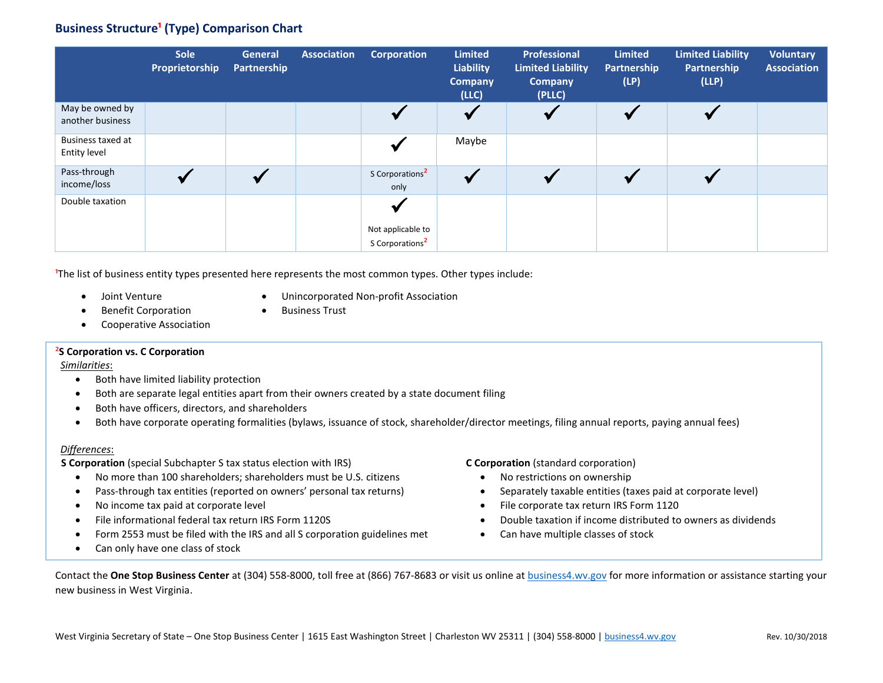## Business Structure[1] (Type) Comparison Chart

| | Sole Proprietorship | General Partnership | Association | Corporation | Limited Liability Company (LLC) | Professional Limited Liability Company (PLLC) | Limited Partnership (LP) | Limited Liability Partnership (LLP) | Voluntary Association |
|---|---|---|---|---|---|---|---|---|---|
| May be owned by another business | | | | ✔ | ✔ | ✔ | ✔ | ✔ | |
| Business taxed at Entity level | | | | ✔ | Maybe | | | | |
| Pass-through income/loss | ✔ | ✔ | | S Corporations[2] only | ✔ | ✔ | ✔ | ✔ | |
| Double taxation | | | | ✔ Not applicable to S Corporations[2] | | | | | |

[1]The list of business entity types presented here represents the most common types. Other types include:

- Joint Venture
- Benefit Corporation
- Cooperative Association
- Unincorporated Non-profit Association
- Business Trust

**[2]S Corporation vs. C Corporation**

*Similarities*:

- Both have limited liability protection
- Both are separate legal entities apart from their owners created by a state document filing
- Both have officers, directors, and shareholders
- Both have corporate operating formalities (bylaws, issuance of stock, shareholder/director meetings, filing annual reports, paying annual fees)

*Differences*:

**S Corporation** (special Subchapter S tax status election with IRS)

- No more than 100 shareholders; shareholders must be U.S. citizens
- Pass-through tax entities (reported on owners' personal tax returns)
- No income tax paid at corporate level
- File informational federal tax return IRS Form 1120S
- Form 2553 must be filed with the IRS and all S corporation guidelines met
- Can only have one class of stock

**C Corporation** (standard corporation)

- No restrictions on ownership
- Separately taxable entities (taxes paid at corporate level)
- File corporate tax return IRS Form 1120
- Double taxation if income distributed to owners as dividends
- Can have multiple classes of stock

Contact the **One Stop Business Center** at (304) 558-8000, toll free at (866) 767-8683 or visit us online at business4.wv.gov for more information or assistance starting your new business in West Virginia.

West Virginia Secretary of State – One Stop Business Center | 1615 East Washington Street | Charleston WV 25311 | (304) 558-8000 | business4.wv.gov Rev. 10/30/2018